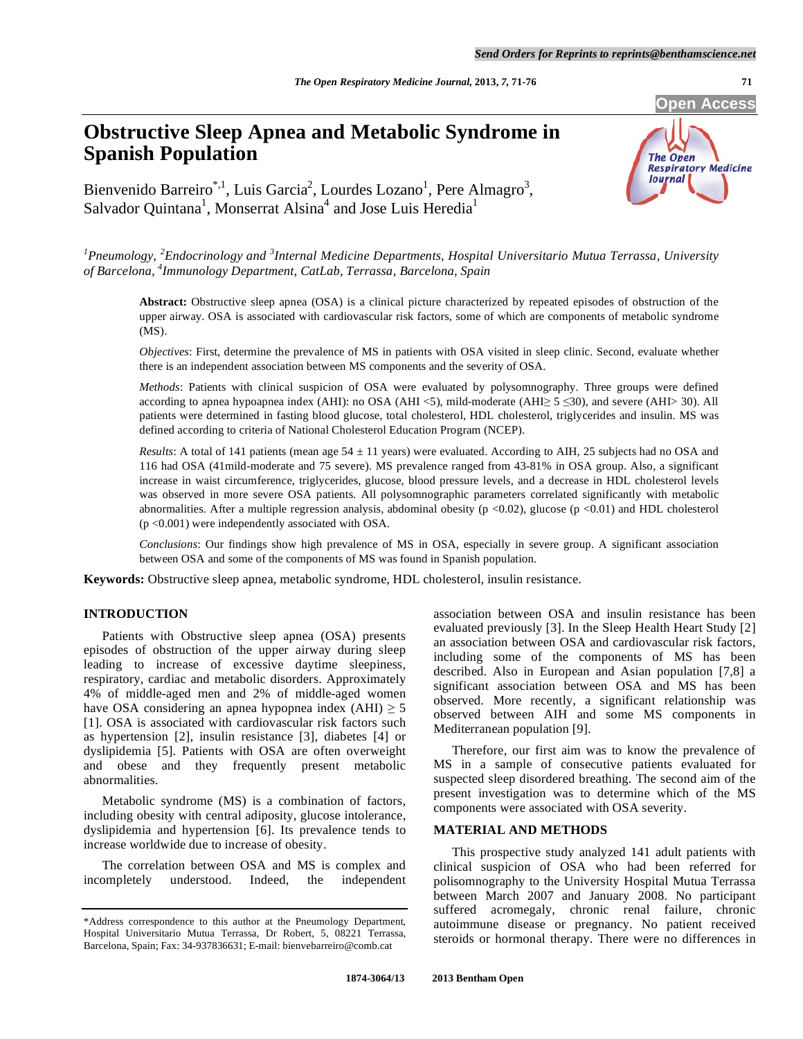# Obstructive Sleep Apnea and Metabolic Syndrome in Spanish Population

Bienvenido Barreiro[*,1], Luis Garcia[2], Lourdes Lozano[1], Pere Almagro[3], Salvador Quintana[1], Monserrat Alsina[4] and Jose Luis Heredia[1]

[1]*Pneumology,* [2]*Endocrinology and* [3]*Internal Medicine Departments, Hospital Universitario Mutua Terrassa, University of Barcelona,* [4]*Immunology Department, CatLab, Terrassa, Barcelona, Spain*

**Abstract:** Obstructive sleep apnea (OSA) is a clinical picture characterized by repeated episodes of obstruction of the upper airway. OSA is associated with cardiovascular risk factors, some of which are components of metabolic syndrome (MS).

*Objectives*: First, determine the prevalence of MS in patients with OSA visited in sleep clinic. Second, evaluate whether there is an independent association between MS components and the severity of OSA.

*Methods*: Patients with clinical suspicion of OSA were evaluated by polysomnography. Three groups were defined according to apnea hypoapnea index (AHI): no OSA (AHI <5), mild-moderate (AHI$\geq$ 5 $\leq$30), and severe (AHI> 30). All patients were determined in fasting blood glucose, total cholesterol, HDL cholesterol, triglycerides and insulin. MS was defined according to criteria of National Cholesterol Education Program (NCEP).

*Results*: A total of 141 patients (mean age 54 ± 11 years) were evaluated. According to AIH, 25 subjects had no OSA and 116 had OSA (41mild-moderate and 75 severe). MS prevalence ranged from 43-81% in OSA group. Also, a significant increase in waist circumference, triglycerides, glucose, blood pressure levels, and a decrease in HDL cholesterol levels was observed in more severe OSA patients. All polysomnographic parameters correlated significantly with metabolic abnormalities. After a multiple regression analysis, abdominal obesity ($p < 0.02$), glucose ($p < 0.01$) and HDL cholesterol ($p < 0.001$) were independently associated with OSA.

*Conclusions*: Our findings show high prevalence of MS in OSA, especially in severe group. A significant association between OSA and some of the components of MS was found in Spanish population.

**Keywords:** Obstructive sleep apnea, metabolic syndrome, HDL cholesterol, insulin resistance.

## INTRODUCTION

Patients with Obstructive sleep apnea (OSA) presents episodes of obstruction of the upper airway during sleep leading to increase of excessive daytime sleepiness, respiratory, cardiac and metabolic disorders. Approximately 4% of middle-aged men and 2% of middle-aged women have OSA considering an apnea hypopnea index (AHI) $\geq$ 5 [1]. OSA is associated with cardiovascular risk factors such as hypertension [2], insulin resistance [3], diabetes [4] or dyslipidemia [5]. Patients with OSA are often overweight and obese and they frequently present metabolic abnormalities.

Metabolic syndrome (MS) is a combination of factors, including obesity with central adiposity, glucose intolerance, dyslipidemia and hypertension [6]. Its prevalence tends to increase worldwide due to increase of obesity.

The correlation between OSA and MS is complex and incompletely understood. Indeed, the independent association between OSA and insulin resistance has been evaluated previously [3]. In the Sleep Health Heart Study [2] an association between OSA and cardiovascular risk factors, including some of the components of MS has been described. Also in European and Asian population [7,8] a significant association between OSA and MS has been observed. More recently, a significant relationship was observed between AIH and some MS components in Mediterranean population [9].

Therefore, our first aim was to know the prevalence of MS in a sample of consecutive patients evaluated for suspected sleep disordered breathing. The second aim of the present investigation was to determine which of the MS components were associated with OSA severity.

## MATERIAL AND METHODS

This prospective study analyzed 141 adult patients with clinical suspicion of OSA who had been referred for polisomnography to the University Hospital Mutua Terrassa between March 2007 and January 2008. No participant suffered acromegaly, chronic renal failure, chronic autoimmune disease or pregnancy. No patient received steroids or hormonal therapy. There were no differences in

*Address correspondence to this author at the Pneumology Department, Hospital Universitari Mutua Terrassa, Dr Robert, 5, 08221 Terrassa, Barcelona, Spain; Fax: 34-937836631; E-mail: bienvebarreiro@comb.cat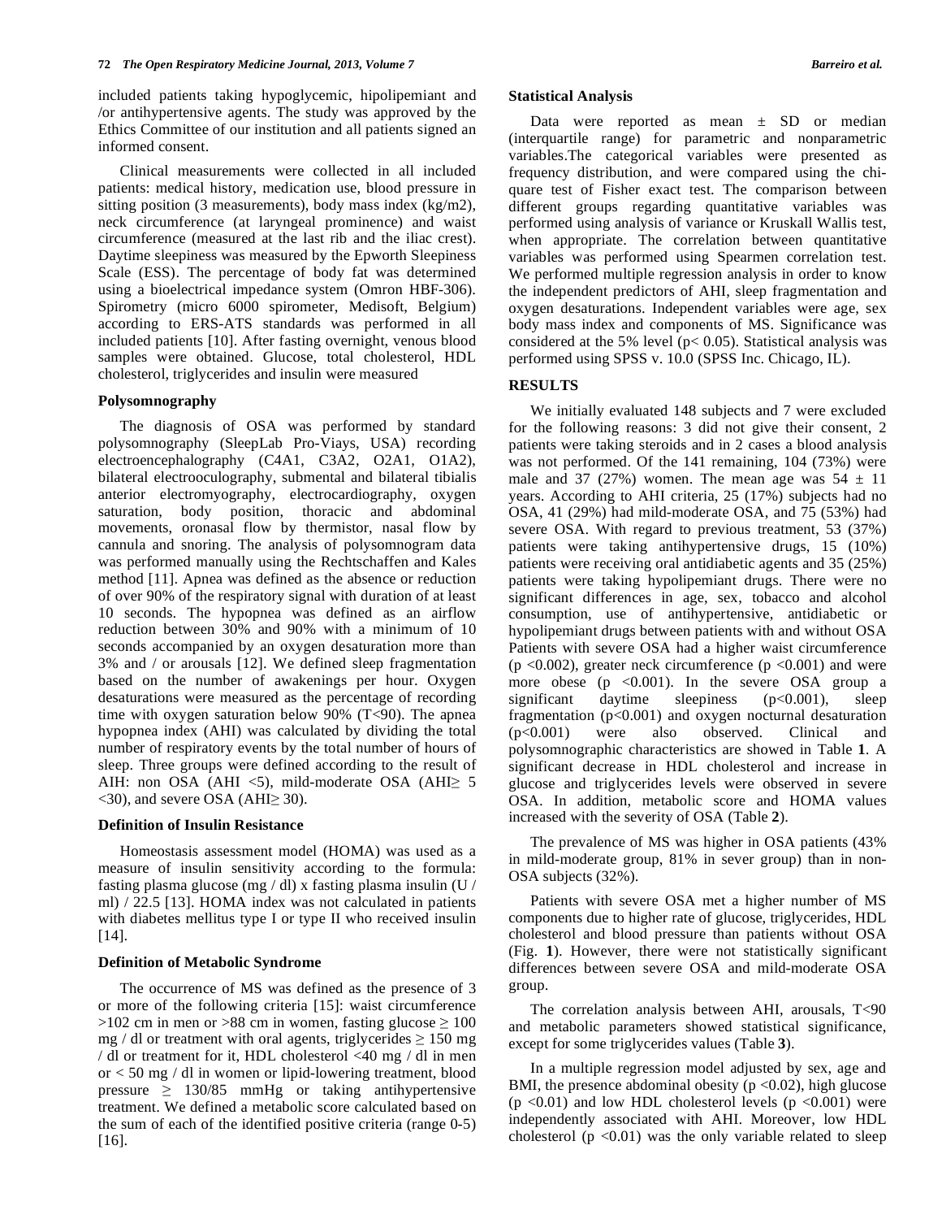included patients taking hypoglycemic, hipolipemiant and /or antihypertensive agents. The study was approved by the Ethics Committee of our institution and all patients signed an informed consent.

Clinical measurements were collected in all included patients: medical history, medication use, blood pressure in sitting position (3 measurements), body mass index (kg/m2), neck circumference (at laryngeal prominence) and waist circumference (measured at the last rib and the iliac crest). Daytime sleepiness was measured by the Epworth Sleepiness Scale (ESS). The percentage of body fat was determined using a bioelectrical impedance system (Omron HBF-306). Spirometry (micro 6000 spirometer, Medisoft, Belgium) according to ERS-ATS standards was performed in all included patients [10]. After fasting overnight, venous blood samples were obtained. Glucose, total cholesterol, HDL cholesterol, triglycerides and insulin were measured

### Polysomnography

The diagnosis of OSA was performed by standard polysomnography (SleepLab Pro-Viays, USA) recording electroencephalography (C4A1, C3A2, O2A1, O1A2), bilateral electrooculography, submental and bilateral tibialis anterior electromyography, electrocardiography, oxygen saturation, body position, thoracic and abdominal movements, oronasal flow by thermistor, nasal flow by cannula and snoring. The analysis of polysomnogram data was performed manually using the Rechtschaffen and Kales method [11]. Apnea was defined as the absence or reduction of over 90% of the respiratory signal with duration of at least 10 seconds. The hypopnea was defined as an airflow reduction between 30% and 90% with a minimum of 10 seconds accompanied by an oxygen desaturation more than 3% and / or arousals [12]. We defined sleep fragmentation based on the number of awakenings per hour. Oxygen desaturations were measured as the percentage of recording time with oxygen saturation below 90% (T<90). The apnea hypopnea index (AHI) was calculated by dividing the total number of respiratory events by the total number of hours of sleep. Three groups were defined according to the result of AIH: non OSA (AHI <5), mild-moderate OSA (AHI≥ 5 <30), and severe OSA (AHI≥ 30).

### Definition of Insulin Resistance

Homeostasis assessment model (HOMA) was used as a measure of insulin sensitivity according to the formula: fasting plasma glucose (mg / dl) x fasting plasma insulin (U / ml) / 22.5 [13]. HOMA index was not calculated in patients with diabetes mellitus type I or type II who received insulin [14].

### Definition of Metabolic Syndrome

The occurrence of MS was defined as the presence of 3 or more of the following criteria [15]: waist circumference >102 cm in men or >88 cm in women, fasting glucose ≥ 100 mg / dl or treatment with oral agents, triglycerides ≥ 150 mg / dl or treatment for it, HDL cholesterol <40 mg / dl in men or < 50 mg / dl in women or lipid-lowering treatment, blood pressure ≥ 130/85 mmHg or taking antihypertensive treatment. We defined a metabolic score calculated based on the sum of each of the identified positive criteria (range 0-5) [16].

### Statistical Analysis

Data were reported as mean ± SD or median (interquartile range) for parametric and nonparametric variables.The categorical variables were presented as frequency distribution, and were compared using the chi-square test of Fisher exact test. The comparison between different groups regarding quantitative variables was performed using analysis of variance or Kruskall Wallis test, when appropriate. The correlation between quantitative variables was performed using Spearmen correlation test. We performed multiple regression analysis in order to know the independent predictors of AHI, sleep fragmentation and oxygen desaturations. Independent variables were age, sex body mass index and components of MS. Significance was considered at the 5% level ($p < 0.05$). Statistical analysis was performed using SPSS v. 10.0 (SPSS Inc. Chicago, IL).

## RESULTS

We initially evaluated 148 subjects and 7 were excluded for the following reasons: 3 did not give their consent, 2 patients were taking steroids and in 2 cases a blood analysis was not performed. Of the 141 remaining, 104 (73%) were male and 37 (27%) women. The mean age was 54 ± 11 years. According to AHI criteria, 25 (17%) subjects had no OSA, 41 (29%) had mild-moderate OSA, and 75 (53%) had severe OSA. With regard to previous treatment, 53 (37%) patients were taking antihypertensive drugs, 15 (10%) patients were receiving oral antidiabetic agents and 35 (25%) patients were taking hypolipemiant drugs. There were no significant differences in age, sex, tobacco and alcohol consumption, use of antihypertensive, antidiabetic or hypolipemiant drugs between patients with and without OSA Patients with severe OSA had a higher waist circumference ($p < 0.002$), greater neck circumference ($p < 0.001$) and were more obese ($p < 0.001$). In the severe OSA group a significant daytime sleepiness ($p<0.001$), sleep fragmentation ($p<0.001$) and oxygen nocturnal desaturation ($p<0.001$) were also observed. Clinical and polysomnographic characteristics are showed in Table **1**. A significant decrease in HDL cholesterol and increase in glucose and triglycerides levels were observed in severe OSA. In addition, metabolic score and HOMA values increased with the severity of OSA (Table **2**).

The prevalence of MS was higher in OSA patients (43% in mild-moderate group, 81% in sever group) than in non-OSA subjects (32%).

Patients with severe OSA met a higher number of MS components due to higher rate of glucose, triglycerides, HDL cholesterol and blood pressure than patients without OSA (Fig. **1**). However, there were not statistically significant differences between severe OSA and mild-moderate OSA group.

The correlation analysis between AHI, arousals, T<90 and metabolic parameters showed statistical significance, except for some triglycerides values (Table **3**).

In a multiple regression model adjusted by sex, age and BMI, the presence abdominal obesity ($p < 0.02$), high glucose ($p < 0.01$) and low HDL cholesterol levels ($p < 0.001$) were independently associated with AHI. Moreover, low HDL cholesterol ($p < 0.01$) was the only variable related to sleep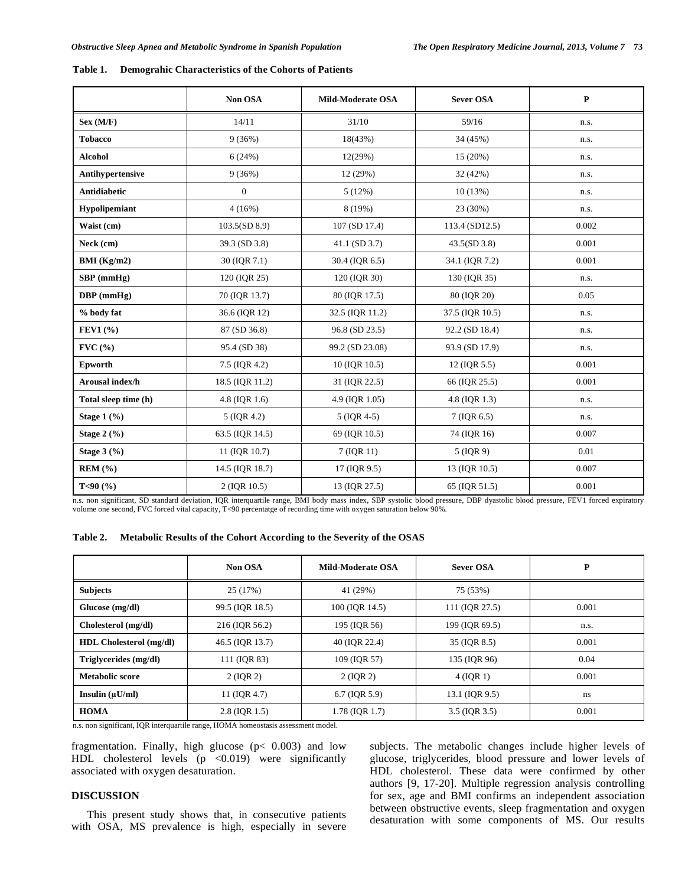**Table 1. Demograhic Characteristics of the Cohorts of Patients**

| | Non OSA | Mild-Moderate OSA | Sever OSA | P |
|---|---|---|---|---|
| **Sex (M/F)** | 14/11 | 31/10 | 59/16 | n.s. |
| **Tobacco** | 9 (36%) | 18(43%) | 34 (45%) | n.s. |
| **Alcohol** | 6 (24%) | 12(29%) | 15 (20%) | n.s. |
| **Antihypertensive** | 9 (36%) | 12 (29%) | 32 (42%) | n.s. |
| **Antidiabetic** | 0 | 5 (12%) | 10 (13%) | n.s. |
| **Hypolipemiant** | 4 (16%) | 8 (19%) | 23 (30%) | n.s. |
| **Waist (cm)** | 103.5(SD 8.9) | 107 (SD 17.4) | 113.4 (SD12.5) | 0.002 |
| **Neck (cm)** | 39.3 (SD 3.8) | 41.1 (SD 3.7) | 43.5(SD 3.8) | 0.001 |
| **BMI (Kg/m2)** | 30 (IQR 7.1) | 30.4 (IQR 6.5) | 34.1 (IQR 7.2) | 0.001 |
| **SBP (mmHg)** | 120 (IQR 25) | 120 (IQR 30) | 130 (IQR 35) | n.s. |
| **DBP (mmHg)** | 70 (IQR 13.7) | 80 (IQR 17.5) | 80 (IQR 20) | 0.05 |
| **% body fat** | 36.6 (IQR 12) | 32.5 (IQR 11.2) | 37.5 (IQR 10.5) | n.s. |
| **FEV1 (%)** | 87 (SD 36.8) | 96.8 (SD 23.5) | 92.2 (SD 18.4) | n.s. |
| **FVC (%)** | 95.4 (SD 38) | 99.2 (SD 23.08) | 93.9 (SD 17.9) | n.s. |
| **Epworth** | 7.5 (IQR 4.2) | 10 (IQR 10.5) | 12 (IQR 5.5) | 0.001 |
| **Arousal index/h** | 18.5 (IQR 11.2) | 31 (IQR 22.5) | 66 (IQR 25.5) | 0.001 |
| **Total sleep time (h)** | 4.8 (IQR 1.6) | 4.9 (IQR 1.05) | 4.8 (IQR 1.3) | n.s. |
| **Stage 1 (%)** | 5 (IQR 4.2) | 5 (IQR 4-5) | 7 (IQR 6.5) | n.s. |
| **Stage 2 (%)** | 63.5 (IQR 14.5) | 69 (IQR 10.5) | 74 (IQR 16) | 0.007 |
| **Stage 3 (%)** | 11 (IQR 10.7) | 7 (IQR 11) | 5 (IQR 9) | 0.01 |
| **REM (%)** | 14.5 (IQR 18.7) | 17 (IQR 9.5) | 13 (IQR 10.5) | 0.007 |
| **T<90 (%)** | 2 (IQR 10.5) | 13 (IQR 27.5) | 65 (IQR 51.5) | 0.001 |

n.s. non significant, SD standard deviation, IQR interquartile range, BMI body mass index, SBP systolic blood pressure, DBP dyastolic blood pressure, FEV1 forced expiratory volume one second, FVC forced vital capacity, T<90 percentatge of recording time with oxygen saturation below 90%.

**Table 2. Metabolic Results of the Cohort According to the Severity of the OSAS**

| | Non OSA | Mild-Moderate OSA | Sever OSA | P |
|---|---|---|---|---|
| **Subjects** | 25 (17%) | 41 (29%) | 75 (53%) | |
| **Glucose (mg/dl)** | 99.5 (IQR 18.5) | 100 (IQR 14.5) | 111 (IQR 27.5) | 0.001 |
| **Cholesterol (mg/dl)** | 216 (IQR 56.2) | 195 (IQR 56) | 199 (IQR 69.5) | n.s. |
| **HDL Cholesterol (mg/dl)** | 46.5 (IQR 13.7) | 40 (IQR 22.4) | 35 (IQR 8.5) | 0.001 |
| **Triglycerides (mg/dl)** | 111 (IQR 83) | 109 (IQR 57) | 135 (IQR 96) | 0.04 |
| **Metabolic score** | 2 (IQR 2) | 2 (IQR 2) | 4 (IQR 1) | 0.001 |
| **Insulin (µU/ml)** | 11 (IQR 4.7) | 6.7 (IQR 5.9) | 13.1 (IQR 9.5) | ns |
| **HOMA** | 2.8 (IQR 1.5) | 1.78 (IQR 1.7) | 3.5 (IQR 3.5) | 0.001 |

n.s. non significant, IQR interquartile range, HOMA homeostasis assessment model.

fragmentation. Finally, high glucose ($p < 0.003$) and low HDL cholesterol levels ($p < 0.019$) were significantly associated with oxygen desaturation.

## DISCUSSION

This present study shows that, in consecutive patients with OSA, MS prevalence is high, especially in severe subjects. The metabolic changes include higher levels of glucose, triglycerides, blood pressure and lower levels of HDL cholesterol. These data were confirmed by other authors [9, 17-20]. Multiple regression analysis controlling for sex, age and BMI confirms an independent association between obstructive events, sleep fragmentation and oxygen desaturation with some components of MS. Our results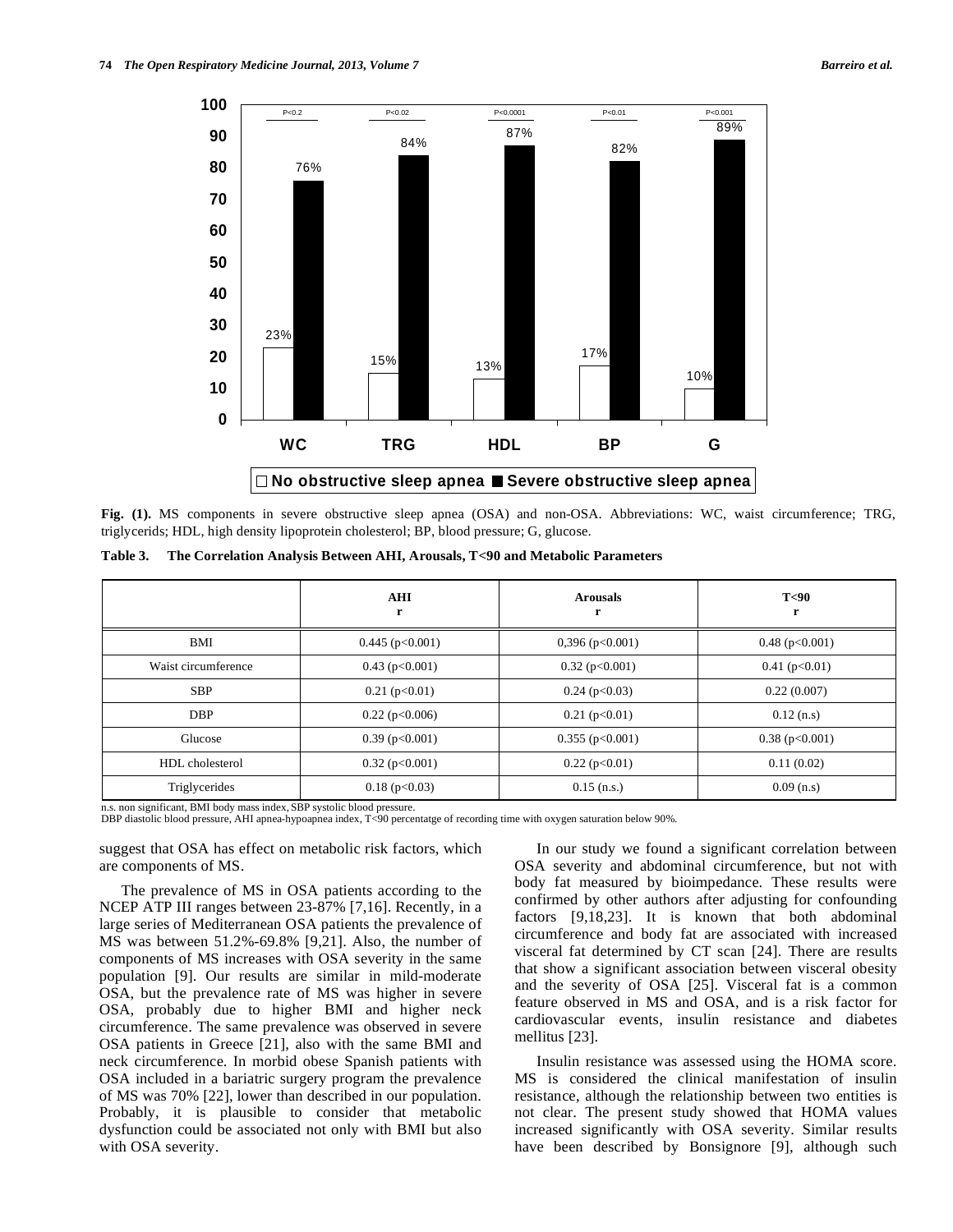Fig. (1). MS components in severe obstructive sleep apnea (OSA) and non-OSA. Abbreviations: WC, waist circumference; TRG, triglycerids; HDL, high density lipoprotein cholesterol; BP, blood pressure; G, glucose.

**Table 3. The Correlation Analysis Between AHI, Arousals, T<90 and Metabolic Parameters**

| | AHI r | Arousals r | T<90 r |
|---|---|---|---|
| BMI | 0.445 (p<0.001) | 0,396 (p<0.001) | 0.48 (p<0.001) |
| Waist circumference | 0.43 (p<0.001) | 0.32 (p<0.001) | 0.41 (p<0.01) |
| SBP | 0.21 (p<0.01) | 0.24 (p<0.03) | 0.22 (0.007) |
| DBP | 0.22 (p<0.006) | 0.21 (p<0.01) | 0.12 (n.s) |
| Glucose | 0.39 (p<0.001) | 0.355 (p<0.001) | 0.38 (p<0.001) |
| HDL cholesterol | 0.32 (p<0.001) | 0.22 (p<0.01) | 0.11 (0.02) |
| Triglycerides | 0.18 (p<0.03) | 0.15 (n.s.) | 0.09 (n.s) |

n.s. non significant, BMI body mass index, SBP systolic blood pressure.
DBP diastolic blood pressure, AHI apnea-hypoapnea index, T<90 percentatge of recording time with oxygen saturation below 90%.

suggest that OSA has effect on metabolic risk factors, which are components of MS.

The prevalence of MS in OSA patients according to the NCEP ATP III ranges between 23-87% [7,16]. Recently, in a large series of Mediterranean OSA patients the prevalence of MS was between 51.2%-69.8% [9,21]. Also, the number of components of MS increases with OSA severity in the same population [9]. Our results are similar in mild-moderate OSA, but the prevalence rate of MS was higher in severe OSA, probably due to higher BMI and higher neck circumference. The same prevalence was observed in severe OSA patients in Greece [21], also with the same BMI and neck circumference. In morbid obese Spanish patients with OSA included in a bariatric surgery program the prevalence of MS was 70% [22], lower than described in our population. Probably, it is plausible to consider that metabolic dysfunction could be associated not only with BMI but also with OSA severity.

In our study we found a significant correlation between OSA severity and abdominal circumference, but not with body fat measured by bioimpedance. These results were confirmed by other authors after adjusting for confounding factors [9,18,23]. It is known that both abdominal circumference and body fat are associated with increased visceral fat determined by CT scan [24]. There are results that show a significant association between visceral obesity and the severity of OSA [25]. Visceral fat is a common feature observed in MS and OSA, and is a risk factor for cardiovascular events, insulin resistance and diabetes mellitus [23].

Insulin resistance was assessed using the HOMA score. MS is considered the clinical manifestation of insulin resistance, although the relationship between two entities is not clear. The present study showed that HOMA values increased significantly with OSA severity. Similar results have been described by Bonsignore [9], although such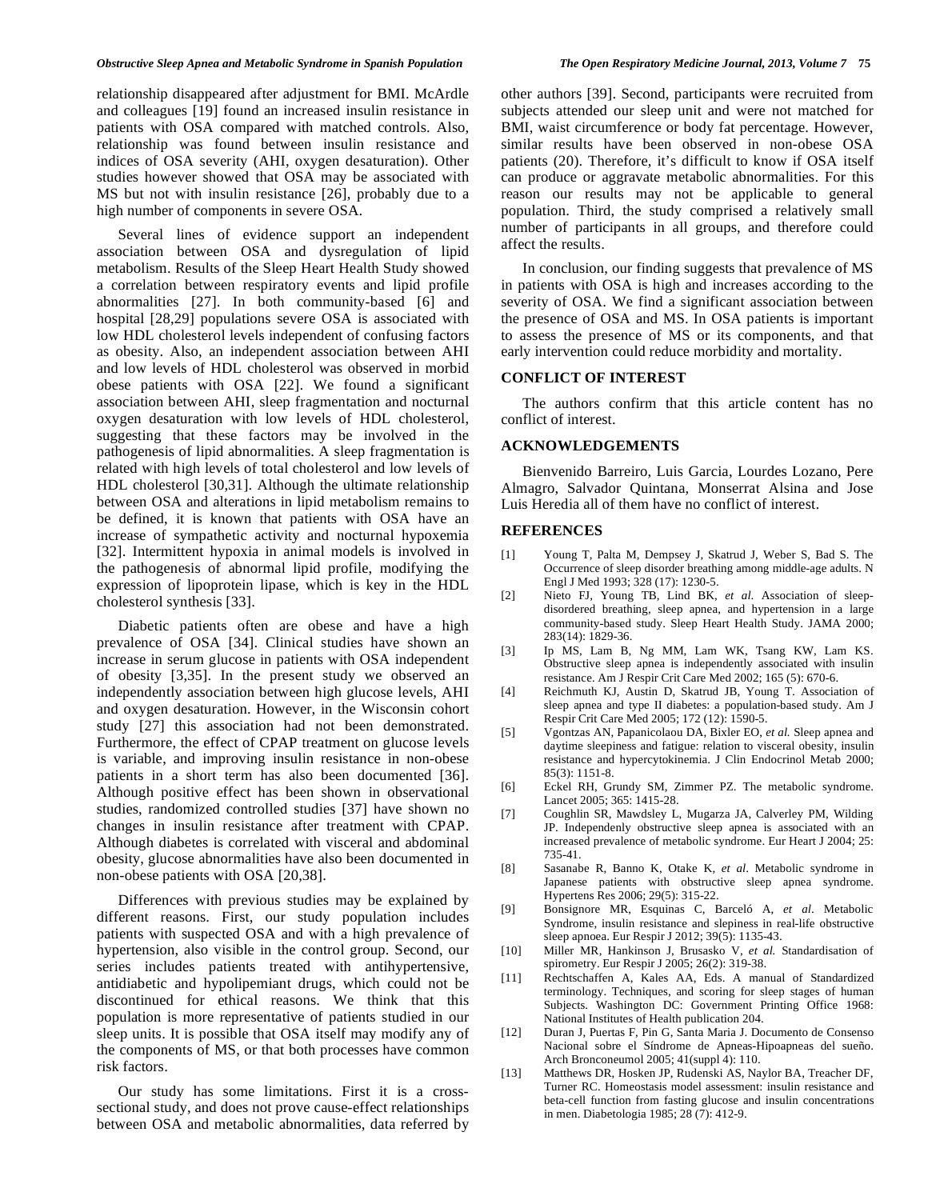relationship disappeared after adjustment for BMI. McArdle and colleagues [19] found an increased insulin resistance in patients with OSA compared with matched controls. Also, relationship was found between insulin resistance and indices of OSA severity (AHI, oxygen desaturation). Other studies however showed that OSA may be associated with MS but not with insulin resistance [26], probably due to a high number of components in severe OSA.

Several lines of evidence support an independent association between OSA and dysregulation of lipid metabolism. Results of the Sleep Heart Health Study showed a correlation between respiratory events and lipid profile abnormalities [27]. In both community-based [6] and hospital [28,29] populations severe OSA is associated with low HDL cholesterol levels independent of confusing factors as obesity. Also, an independent association between AHI and low levels of HDL cholesterol was observed in morbid obese patients with OSA [22]. We found a significant association between AHI, sleep fragmentation and nocturnal oxygen desaturation with low levels of HDL cholesterol, suggesting that these factors may be involved in the pathogenesis of lipid abnormalities. A sleep fragmentation is related with high levels of total cholesterol and low levels of HDL cholesterol [30,31]. Although the ultimate relationship between OSA and alterations in lipid metabolism remains to be defined, it is known that patients with OSA have an increase of sympathetic activity and nocturnal hypoxemia [32]. Intermittent hypoxia in animal models is involved in the pathogenesis of abnormal lipid profile, modifying the expression of lipoprotein lipase, which is key in the HDL cholesterol synthesis [33].

Diabetic patients often are obese and have a high prevalence of OSA [34]. Clinical studies have shown an increase in serum glucose in patients with OSA independent of obesity [3,35]. In the present study we observed an independently association between high glucose levels, AHI and oxygen desaturation. However, in the Wisconsin cohort study [27] this association had not been demonstrated. Furthermore, the effect of CPAP treatment on glucose levels is variable, and improving insulin resistance in non-obese patients in a short term has also been documented [36]. Although positive effect has been shown in observational studies, randomized controlled studies [37] have shown no changes in insulin resistance after treatment with CPAP. Although diabetes is correlated with visceral and abdominal obesity, glucose abnormalities have also been documented in non-obese patients with OSA [20,38].

Differences with previous studies may be explained by different reasons. First, our study population includes patients with suspected OSA and with a high prevalence of hypertension, also visible in the control group. Second, our series includes patients treated with antihypertensive, antidiabetic and hypolipemiant drugs, which could not be discontinued for ethical reasons. We think that this population is more representative of patients studied in our sleep units. It is possible that OSA itself may modify any of the components of MS, or that both processes have common risk factors.

Our study has some limitations. First it is a cross-sectional study, and does not prove cause-effect relationships between OSA and metabolic abnormalities, data referred by other authors [39]. Second, participants were recruited from subjects attended our sleep unit and were not matched for BMI, waist circumference or body fat percentage. However, similar results have been observed in non-obese OSA patients (20). Therefore, it's difficult to know if OSA itself can produce or aggravate metabolic abnormalities. For this reason our results may not be applicable to general population. Third, the study comprised a relatively small number of participants in all groups, and therefore could affect the results.

In conclusion, our finding suggests that prevalence of MS in patients with OSA is high and increases according to the severity of OSA. We find a significant association between the presence of OSA and MS. In OSA patients is important to assess the presence of MS or its components, and that early intervention could reduce morbidity and mortality.

## CONFLICT OF INTEREST

The authors confirm that this article content has no conflict of interest.

## ACKNOWLEDGEMENTS

Bienvenido Barreiro, Luis Garcia, Lourdes Lozano, Pere Almagro, Salvador Quintana, Monserrat Alsina and Jose Luis Heredia all of them have no conflict of interest.

## REFERENCES

[1] Young T, Palta M, Dempsey J, Skatrud J, Weber S, Bad S. The Occurrence of sleep disorder breathing among middle-age adults. N Engl J Med 1993; 328 (17): 1230-5.

[2] Nieto FJ, Young TB, Lind BK, *et al.* Association of sleep-disordered breathing, sleep apnea, and hypertension in a large community-based study. Sleep Heart Health Study. JAMA 2000; 283(14): 1829-36.

[3] Ip MS, Lam B, Ng MM, Lam WK, Tsang KW, Lam KS. Obstructive sleep apnea is independently associated with insulin resistance. Am J Respir Crit Care Med 2002; 165 (5): 670-6.

[4] Reichmuth KJ, Austin D, Skatrud JB, Young T. Association of sleep apnea and type II diabetes: a population-based study. Am J Respir Crit Care Med 2005; 172 (12): 1590-5.

[5] Vgontzas AN, Papanicolaou DA, Bixler EO, *et al.* Sleep apnea and daytime sleepiness and fatigue: relation to visceral obesity, insulin resistance and hypercytokinemia. J Clin Endocrinol Metab 2000; 85(3): 1151-8.

[6] Eckel RH, Grundy SM, Zimmer PZ. The metabolic syndrome. Lancet 2005; 365: 1415-28.

[7] Coughlin SR, Mawdsley L, Mugarza JA, Calverley PM, Wilding JP. Independenly obstructive sleep apnea is associated with an increased prevalence of metabolic syndrome. Eur Heart J 2004; 25: 735-41.

[8] Sasanabe R, Banno K, Otake K, *et al*. Metabolic syndrome in Japanese patients with obstructive sleep apnea syndrome. Hypertens Res 2006; 29(5): 315-22.

[9] Bonsignore MR, Esquinas C, Barceló A, *et al*. Metabolic Syndrome, insulin resistance and slepiness in real-life obstructive sleep apnoea. Eur Respir J 2012; 39(5): 1135-43.

[10] Miller MR, Hankinson J, Brusasko V, *et al.* Standardisation of spirometry. Eur Respir J 2005; 26(2): 319-38.

[11] Rechtschaffen A, Kales AA, Eds. A manual of Standardized terminology. Techniques, and scoring for sleep stages of human Subjects. Washington DC: Government Printing Office 1968: National Institutes of Health publication 204.

[12] Duran J, Puertas F, Pin G, Santa Maria J. Documento de Consenso Nacional sobre el Síndrome de Apneas-Hipoapneas del sueño. Arch Bronconeumol 2005; 41(suppl 4): 110.

[13] Matthews DR, Hosken JP, Rudenski AS, Naylor BA, Treacher DF, Turner RC. Homeostasis model assessment: insulin resistance and beta-cell function from fasting glucose and insulin concentrations in men. Diabetologia 1985; 28 (7): 412-9.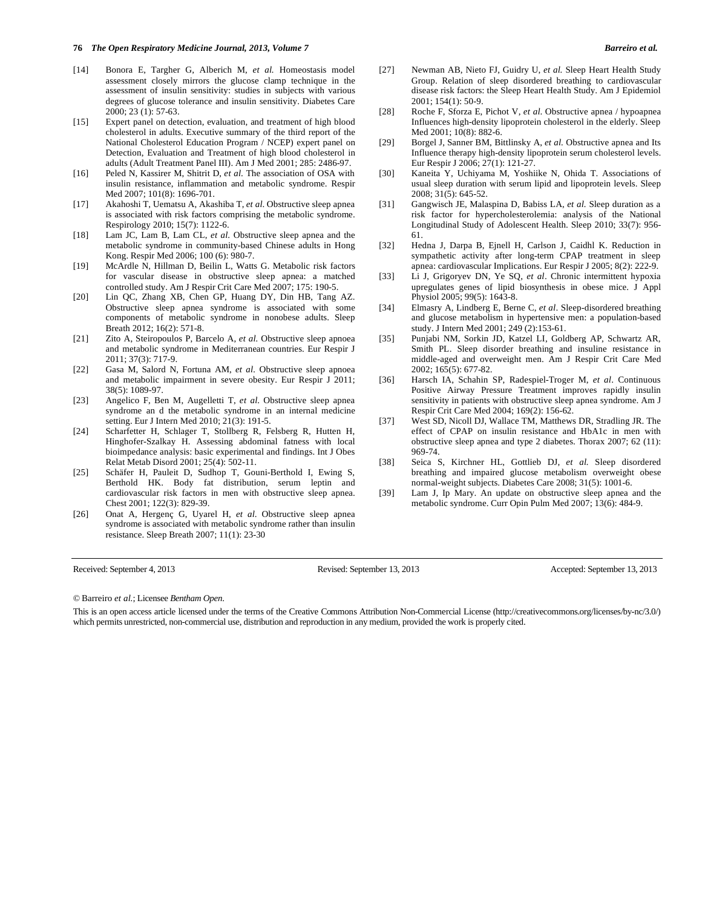[14] Bonora E, Targher G, Alberich M, *et al.* Homeostasis model assessment closely mirrors the glucose clamp technique in the assessment of insulin sensitivity: studies in subjects with various degrees of glucose tolerance and insulin sensitivity. Diabetes Care 2000; 23 (1): 57-63.

[15] Expert panel on detection, evaluation, and treatment of high blood cholesterol in adults. Executive summary of the third report of the National Cholesterol Education Program / NCEP) expert panel on Detection, Evaluation and Treatment of high blood cholesterol in adults (Adult Treatment Panel III). Am J Med 2001; 285: 2486-97.

[16] Peled N, Kassirer M, Shitrit D, *et al.* The association of OSA with insulin resistance, inflammation and metabolic syndrome. Respir Med 2007; 101(8): 1696-701.

[17] Akahoshi T, Uematsu A, Akashiba T, *et al.* Obstructive sleep apnea is associated with risk factors comprising the metabolic syndrome. Respirology 2010; 15(7): 1122-6.

[18] Lam JC, Lam B, Lam CL, *et al.* Obstructive sleep apnea and the metabolic syndrome in community-based Chinese adults in Hong Kong. Respir Med 2006; 100 (6): 980-7.

[19] McArdle N, Hillman D, Beilin L, Watts G. Metabolic risk factors for vascular disease in obstructive sleep apnea: a matched controlled study. Am J Respir Crit Care Med 2007; 175: 190-5.

[20] Lin QC, Zhang XB, Chen GP, Huang DY, Din HB, Tang AZ. Obstructive sleep apnea syndrome is associated with some components of metabolic syndrome in nonobese adults. Sleep Breath 2012; 16(2): 571-8.

[21] Zito A, Steiropoulos P, Barcelo A, *et al.* Obstructive sleep apnoea and metabolic syndrome in Mediterranean countries. Eur Respir J 2011; 37(3): 717-9.

[22] Gasa M, Salord N, Fortuna AM, *et al.* Obstructive sleep apnoea and metabolic impairment in severe obesity. Eur Respir J 2011; 38(5): 1089-97.

[23] Angelico F, Ben M, Augelletti T, *et al.* Obstructive sleep apnea syndrome an d the metabolic syndrome in an internal medicine setting. Eur J Intern Med 2010; 21(3): 191-5.

[24] Scharfetter H, Schlager T, Stollberg R, Felsberg R, Hutten H, Hinghofer-Szalkay H. Assessing abdominal fatness with local bioimpedance analysis: basic experimental and findings. Int J Obes Relat Metab Disord 2001; 25(4): 502-11.

[25] Schäfer H, Pauleit D, Sudhop T, Gouni-Berthold I, Ewing S, Berthold HK. Body fat distribution, serum leptin and cardiovascular risk factors in men with obstructive sleep apnea. Chest 2001; 122(3): 829-39.

[26] Onat A, Hergenç G, Uyarel H, *et al.* Obstructive sleep apnea syndrome is associated with metabolic syndrome rather than insulin resistance. Sleep Breath 2007; 11(1): 23-30

[27] Newman AB, Nieto FJ, Guidry U, *et al.* Sleep Heart Health Study Group. Relation of sleep disordered breathing to cardiovascular disease risk factors: the Sleep Heart Health Study. Am J Epidemiol 2001; 154(1): 50-9.

[28] Roche F, Sforza E, Pichot V, *et al.* Obstructive apnea / hypoapnea Influences high-density lipoprotein cholesterol in the elderly. Sleep Med 2001; 10(8): 882-6.

[29] Borgel J, Sanner BM, Bittlinsky A, *et al.* Obstructive apnea and Its Influence therapy high-density lipoprotein serum cholesterol levels. Eur Respir J 2006; 27(1): 121-27.

[30] Kaneita Y, Uchiyama M, Yoshiike N, Ohida T. Associations of usual sleep duration with serum lipid and lipoprotein levels. Sleep 2008; 31(5): 645-52.

[31] Gangwisch JE, Malaspina D, Babiss LA, *et al.* Sleep duration as a risk factor for hypercholesterolemia: analysis of the National Longitudinal Study of Adolescent Health. Sleep 2010; 33(7): 956-61.

[32] Hedna J, Darpa B, Ejnell H, Carlson J, Caidhl K. Reduction in sympathetic activity after long-term CPAP treatment in sleep apnea: cardiovascular Implications. Eur Respir J 2005; 8(2): 222-9.

[33] Li J, Grigoryev DN, Ye SQ, *et al*. Chronic intermittent hypoxia upregulates genes of lipid biosynthesis in obese mice. J Appl Physiol 2005; 99(5): 1643-8.

[34] Elmasry A, Lindberg E, Berne C, *et al*. Sleep-disordered breathing and glucose metabolism in hypertensive men: a population-based study. J Intern Med 2001; 249 (2):153-61.

[35] Punjabi NM, Sorkin JD, Katzel LI, Goldberg AP, Schwartz AR, Smith PL. Sleep disorder breathing and insuline resistance in middle-aged and overweight men. Am J Respir Crit Care Med 2002; 165(5): 677-82.

[36] Harsch IA, Schahin SP, Radespiel-Troger M, *et al*. Continuous Positive Airway Pressure Treatment improves rapidly insulin sensitivity in patients with obstructive sleep apnea syndrome. Am J Respir Crit Care Med 2004; 169(2): 156-62.

[37] West SD, Nicoll DJ, Wallace TM, Matthews DR, Stradling JR. The effect of CPAP on insulin resistance and HbA1c in men with obstructive sleep apnea and type 2 diabetes. Thorax 2007; 62 (11): 969-74.

[38] Seica S, Kirchner HL, Gottlieb DJ, *et al.* Sleep disordered breathing and impaired glucose metabolism overweight obese normal-weight subjects. Diabetes Care 2008; 31(5): 1001-6.

[39] Lam J, Ip Mary. An update on obstructive sleep apnea and the metabolic syndrome. Curr Opin Pulm Med 2007; 13(6): 484-9.

Received: September 4, 2013 Revised: September 13, 2013 Accepted: September 13, 2013

© Barreiro *et al.*; Licensee *Bentham Open*.

This is an open access article licensed under the terms of the Creative Commons Attribution Non-Commercial License (http://creativecommons.org/licenses/by-nc/3.0/) which permits unrestricted, non-commercial use, distribution and reproduction in any medium, provided the work is properly cited.